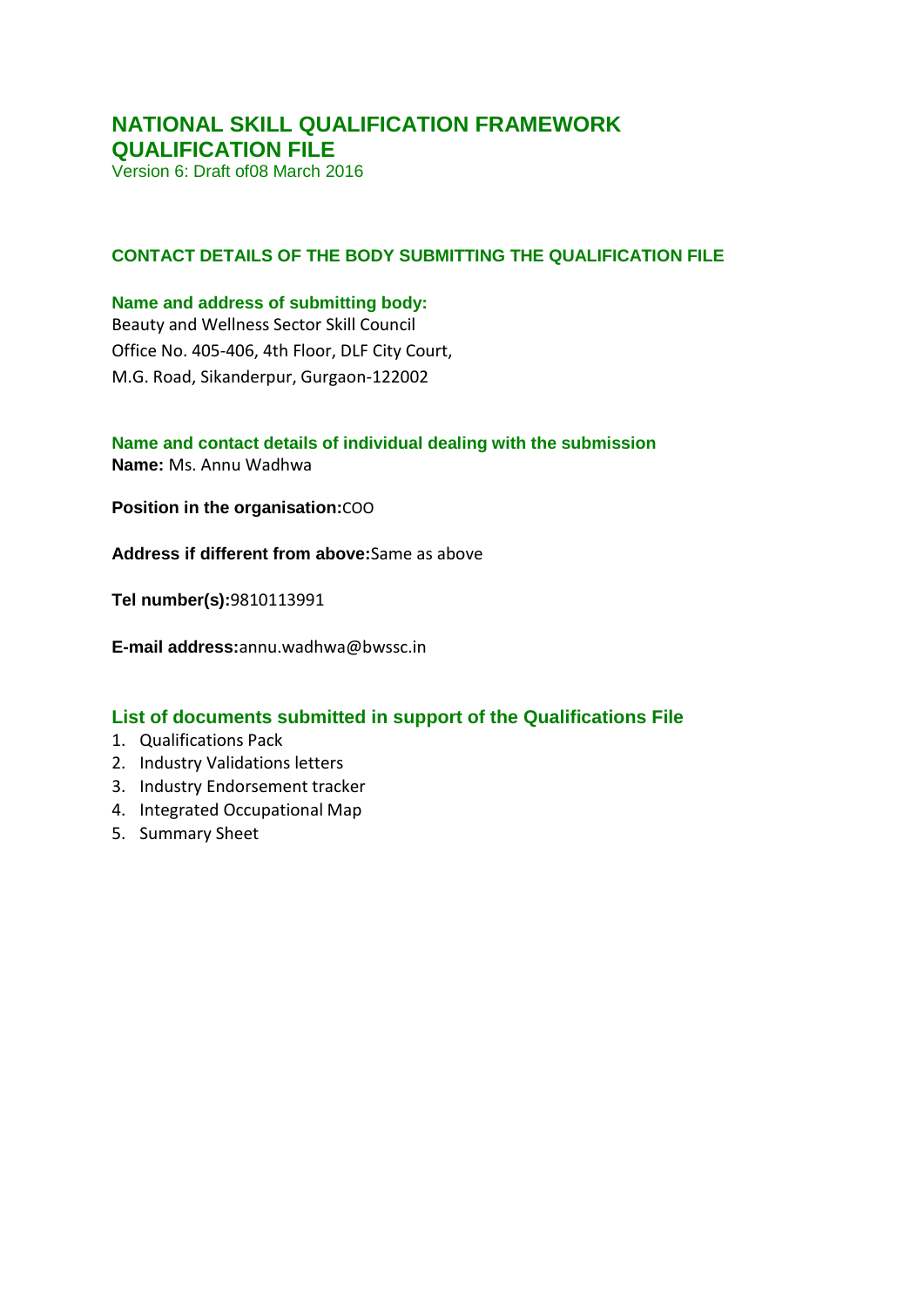# NATIONAL SKILL QUALIFICATION FRAMEWORK QUALIFICATION FILE

Version 6: Draft of08 March 2016

## CONTACT DETAILS OF THE BODY SUBMITTING THE QUALIFICATION FILE

### Name and address of submitting body:

Beauty and Wellness Sector Skill Council
Office No. 405-406, 4th Floor, DLF City Court,
M.G. Road, Sikanderpur, Gurgaon-122002

### Name and contact details of individual dealing with the submission

**Name:** Ms. Annu Wadhwa

**Position in the organisation:**COO

**Address if different from above:**Same as above

**Tel number(s):**9810113991

**E-mail address:**annu.wadhwa@bwssc.in

## List of documents submitted in support of the Qualifications File

1. Qualifications Pack
2. Industry Validations letters
3. Industry Endorsement tracker
4. Integrated Occupational Map
5. Summary Sheet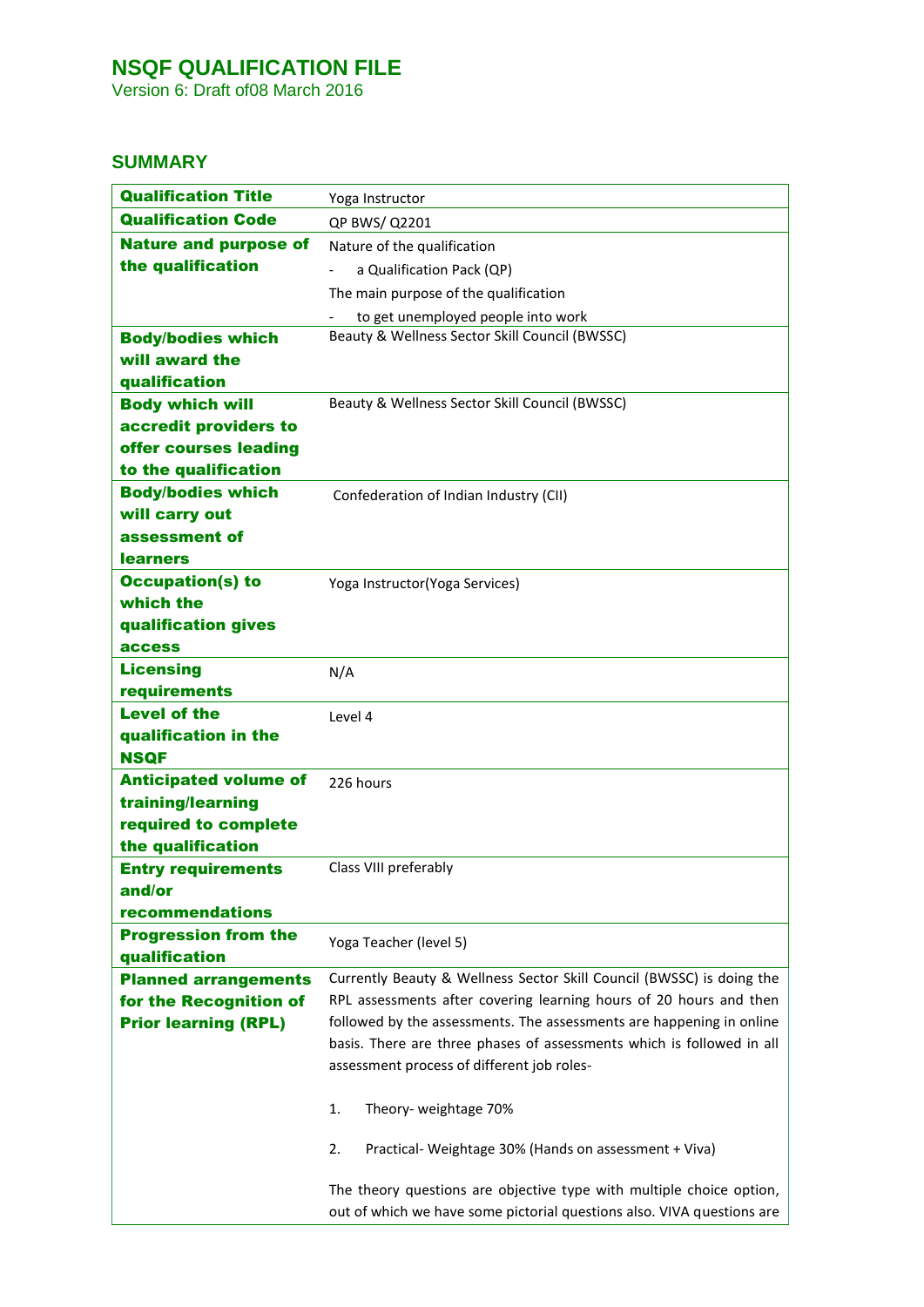# NSQF QUALIFICATION FILE

Version 6: Draft of08 March 2016

## SUMMARY

| Qualification Title | Yoga Instructor |
|---|---|
| **Qualification Code** | QP BWS/ Q2201 |
| **Nature and purpose of the qualification** | Nature of the qualification<br>- a Qualification Pack (QP)<br>The main purpose of the qualification<br>- to get unemployed people into work |
| **Body/bodies which will award the qualification** | Beauty & Wellness Sector Skill Council (BWSSC) |
| **Body which will accredit providers to offer courses leading to the qualification** | Beauty & Wellness Sector Skill Council (BWSSC) |
| **Body/bodies which will carry out assessment of learners** | Confederation of Indian Industry (CII) |
| **Occupation(s) to which the qualification gives access** | Yoga Instructor(Yoga Services) |
| **Licensing requirements** | N/A |
| **Level of the qualification in the NSQF** | Level 4 |
| **Anticipated volume of training/learning required to complete the qualification** | 226 hours |
| **Entry requirements and/or recommendations** | Class VIII preferably |
| **Progression from the qualification** | Yoga Teacher (level 5) |
| **Planned arrangements for the Recognition of Prior learning (RPL)** | Currently Beauty & Wellness Sector Skill Council (BWSSC) is doing the RPL assessments after covering learning hours of 20 hours and then followed by the assessments. The assessments are happening in online basis. There are three phases of assessments which is followed in all assessment process of different job roles-<br><br>1. Theory- weightage 70%<br><br>2. Practical- Weightage 30% (Hands on assessment + Viva)<br><br>The theory questions are objective type with multiple choice option, out of which we have some pictorial questions also. VIVA questions are |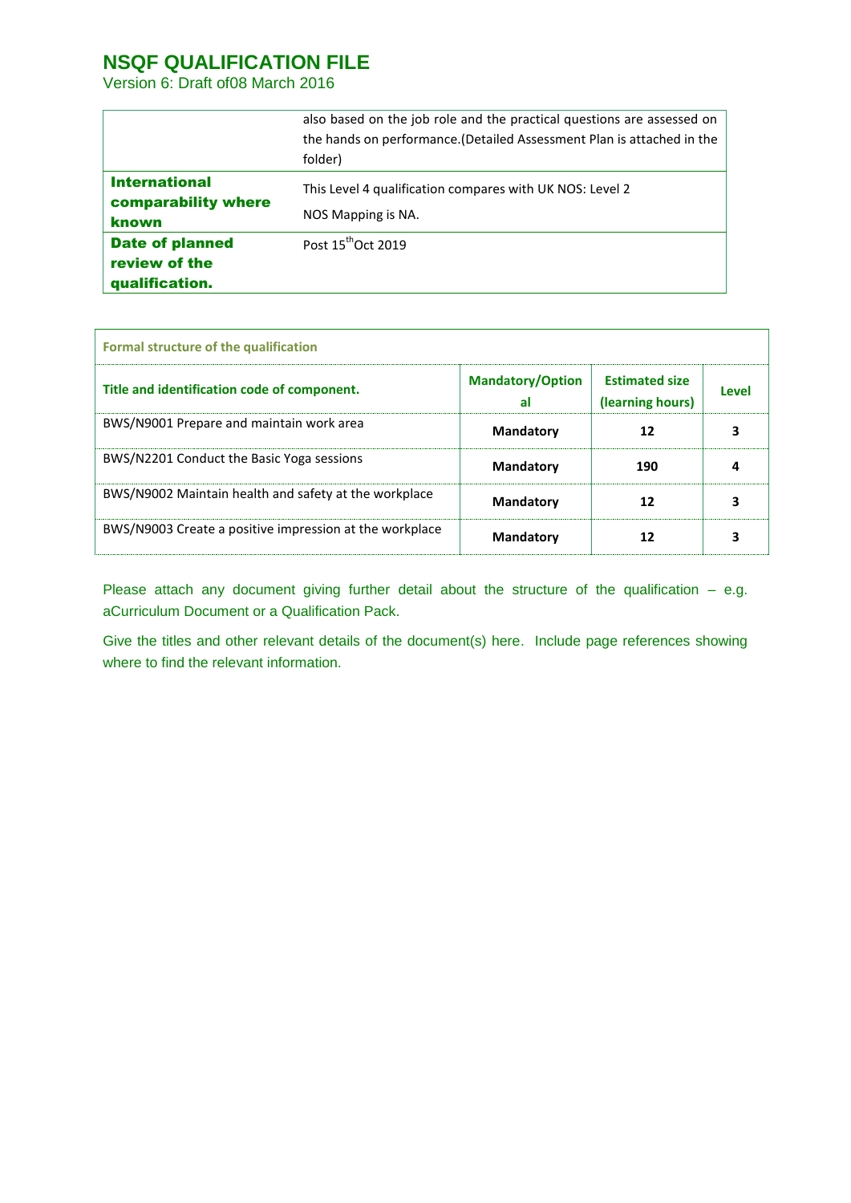| | |
|---|---|
| | also based on the job role and the practical questions are assessed on the hands on performance.(Detailed Assessment Plan is attached in the folder) |
| **International comparability where known** | This Level 4 qualification compares with UK NOS: Level 2<br>NOS Mapping is NA. |
| **Date of planned review of the qualification.** | Post 15th Oct 2019 |

| Formal structure of the qualification | | | |
|---|---|---|---|
| **Title and identification code of component.** | **Mandatory/Optional** | **Estimated size (learning hours)** | **Level** |
| BWS/N9001 Prepare and maintain work area | **Mandatory** | **12** | **3** |
| BWS/N2201 Conduct the Basic Yoga sessions | **Mandatory** | **190** | **4** |
| BWS/N9002 Maintain health and safety at the workplace | **Mandatory** | **12** | **3** |
| BWS/N9003 Create a positive impression at the workplace | **Mandatory** | **12** | **3** |

Please attach any document giving further detail about the structure of the qualification – e.g. aCurriculum Document or a Qualification Pack.

Give the titles and other relevant details of the document(s) here. Include page references showing where to find the relevant information.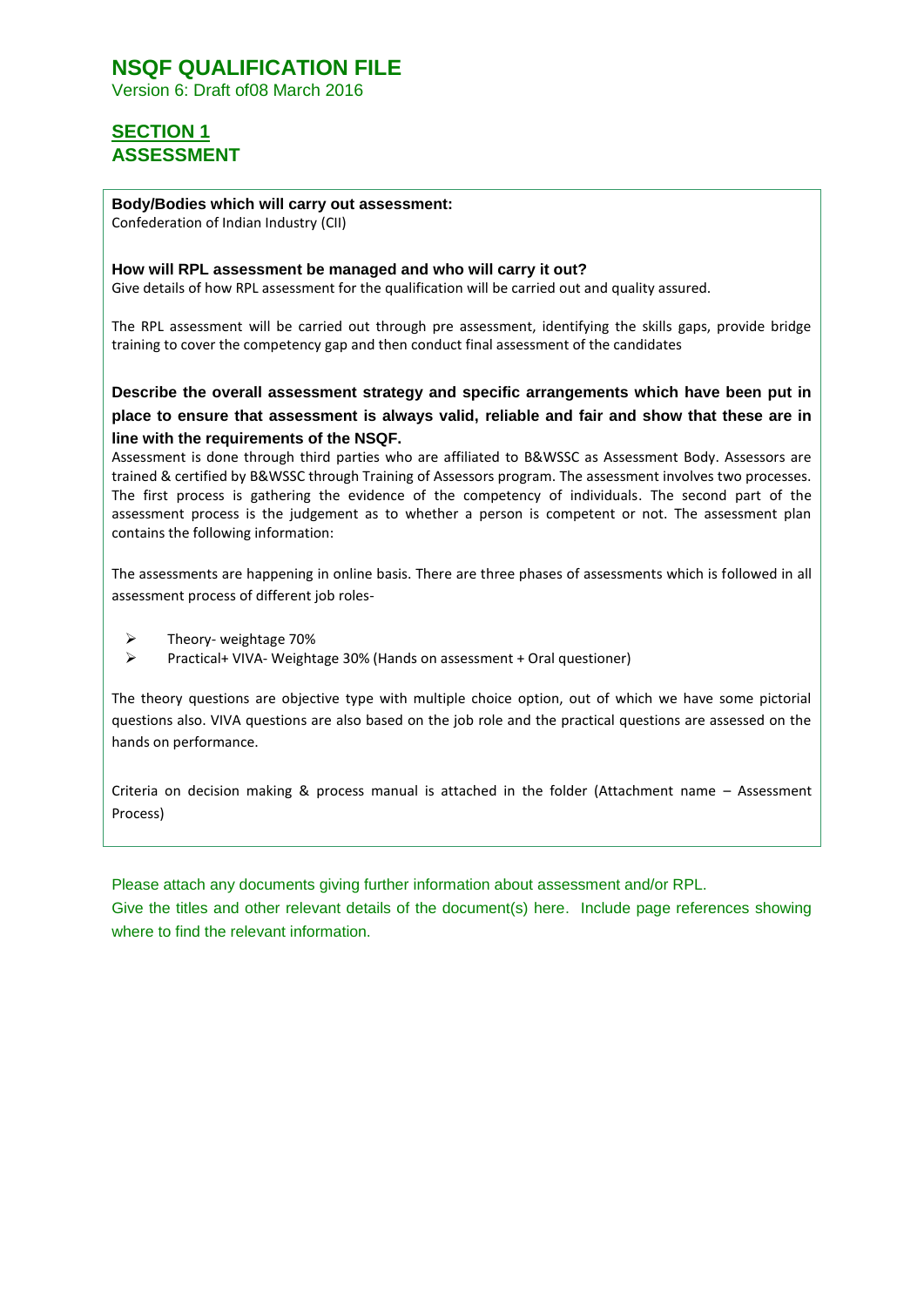# NSQF QUALIFICATION FILE

Version 6: Draft of08 March 2016

## SECTION 1
## ASSESSMENT

**Body/Bodies which will carry out assessment:**

Confederation of Indian Industry (CII)

**How will RPL assessment be managed and who will carry it out?**

Give details of how RPL assessment for the qualification will be carried out and quality assured.

The RPL assessment will be carried out through pre assessment, identifying the skills gaps, provide bridge training to cover the competency gap and then conduct final assessment of the candidates

**Describe the overall assessment strategy and specific arrangements which have been put in place to ensure that assessment is always valid, reliable and fair and show that these are in line with the requirements of the NSQF.**

Assessment is done through third parties who are affiliated to B&WSSC as Assessment Body. Assessors are trained & certified by B&WSSC through Training of Assessors program. The assessment involves two processes. The first process is gathering the evidence of the competency of individuals. The second part of the assessment process is the judgement as to whether a person is competent or not. The assessment plan contains the following information:

The assessments are happening in online basis. There are three phases of assessments which is followed in all assessment process of different job roles-

- Theory- weightage 70%
- Practical+ VIVA- Weightage 30% (Hands on assessment + Oral questioner)

The theory questions are objective type with multiple choice option, out of which we have some pictorial questions also. VIVA questions are also based on the job role and the practical questions are assessed on the hands on performance.

Criteria on decision making & process manual is attached in the folder (Attachment name – Assessment Process)

Please attach any documents giving further information about assessment and/or RPL.

Give the titles and other relevant details of the document(s) here. Include page references showing where to find the relevant information.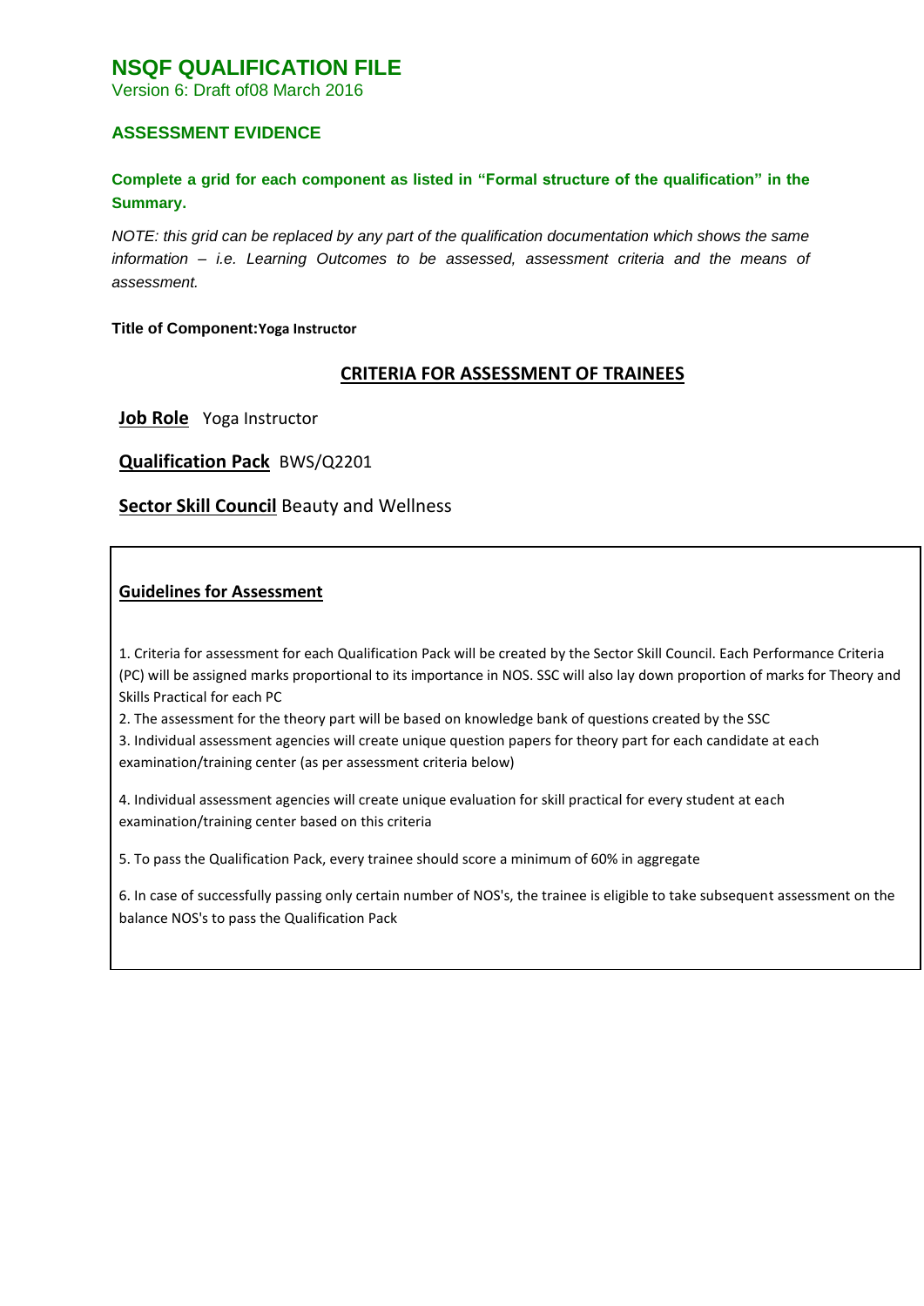# NSQF QUALIFICATION FILE

Version 6: Draft of08 March 2016

## ASSESSMENT EVIDENCE

**Complete a grid for each component as listed in "Formal structure of the qualification" in the Summary.**

*NOTE: this grid can be replaced by any part of the qualification documentation which shows the same information – i.e. Learning Outcomes to be assessed, assessment criteria and the means of assessment.*

**Title of Component:Yoga Instructor**

## CRITERIA FOR ASSESSMENT OF TRAINEES

**Job Role** Yoga Instructor

**Qualification Pack** BWS/Q2201

**Sector Skill Council** Beauty and Wellness

### Guidelines for Assessment

1. Criteria for assessment for each Qualification Pack will be created by the Sector Skill Council. Each Performance Criteria (PC) will be assigned marks proportional to its importance in NOS. SSC will also lay down proportion of marks for Theory and Skills Practical for each PC
2. The assessment for the theory part will be based on knowledge bank of questions created by the SSC
3. Individual assessment agencies will create unique question papers for theory part for each candidate at each examination/training center (as per assessment criteria below)
4. Individual assessment agencies will create unique evaluation for skill practical for every student at each examination/training center based on this criteria
5. To pass the Qualification Pack, every trainee should score a minimum of 60% in aggregate
6. In case of successfully passing only certain number of NOS's, the trainee is eligible to take subsequent assessment on the balance NOS's to pass the Qualification Pack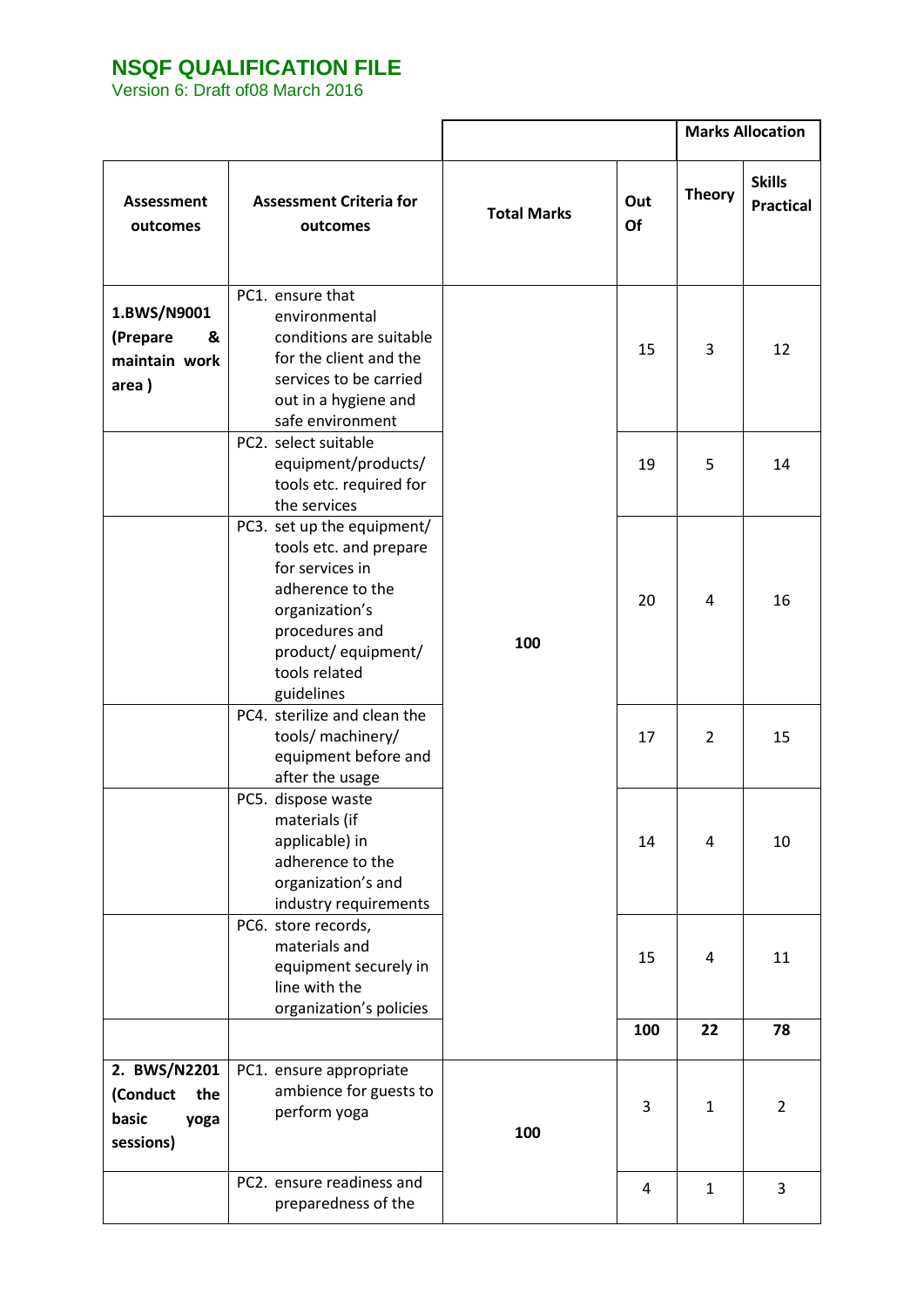| Assessment outcomes | Assessment Criteria for outcomes | Total Marks | Out Of | Marks Allocation | |
|---|---|---|---|---|---|
| | | | | Theory | Skills Practical |
| 1.BWS/N9001 (Prepare & maintain work area ) | PC1. ensure that environmental conditions are suitable for the client and the services to be carried out in a hygiene and safe environment | 100 | 15 | 3 | 12 |
| | PC2. select suitable equipment/products/ tools etc. required for the services | | 19 | 5 | 14 |
| | PC3. set up the equipment/ tools etc. and prepare for services in adherence to the organization's procedures and product/ equipment/ tools related guidelines | | 20 | 4 | 16 |
| | PC4. sterilize and clean the tools/ machinery/ equipment before and after the usage | | 17 | 2 | 15 |
| | PC5. dispose waste materials (if applicable) in adherence to the organization's and industry requirements | | 14 | 4 | 10 |
| | PC6. store records, materials and equipment securely in line with the organization's policies | | 15 | 4 | 11 |
| | | | **100** | **22** | **78** |
| 2. BWS/N2201 (Conduct the basic yoga sessions) | PC1. ensure appropriate ambience for guests to perform yoga | 100 | 3 | 1 | 2 |
| | PC2. ensure readiness and preparedness of the | | 4 | 1 | 3 |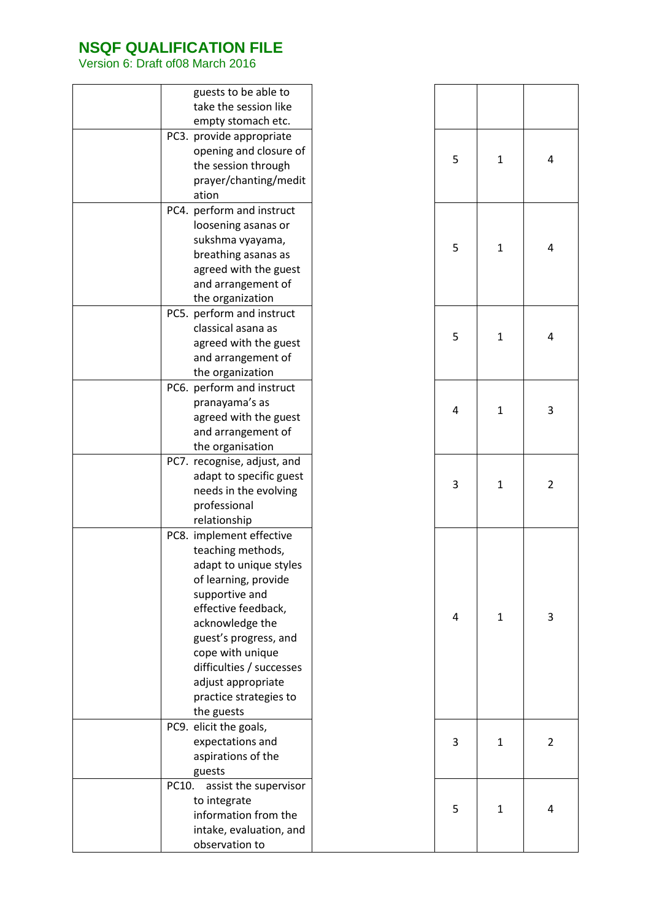| | | | | | |
|---|---|---|---|---|---|
| | guests to be able to take the session like empty stomach etc. | | | | |
| | PC3. provide appropriate opening and closure of the session through prayer/chanting/meditation | | 5 | 1 | 4 |
| | PC4. perform and instruct loosening asanas or sukshma vyayama, breathing asanas as agreed with the guest and arrangement of the organization | | 5 | 1 | 4 |
| | PC5. perform and instruct classical asana as agreed with the guest and arrangement of the organization | | 5 | 1 | 4 |
| | PC6. perform and instruct pranayama's as agreed with the guest and arrangement of the organisation | | 4 | 1 | 3 |
| | PC7. recognise, adjust, and adapt to specific guest needs in the evolving professional relationship | | 3 | 1 | 2 |
| | PC8. implement effective teaching methods, adapt to unique styles of learning, provide supportive and effective feedback, acknowledge the guest's progress, and cope with unique difficulties / successes adjust appropriate practice strategies to the guests | | 4 | 1 | 3 |
| | PC9. elicit the goals, expectations and aspirations of the guests | | 3 | 1 | 2 |
| | PC10. assist the supervisor to integrate information from the intake, evaluation, and observation to | | 5 | 1 | 4 |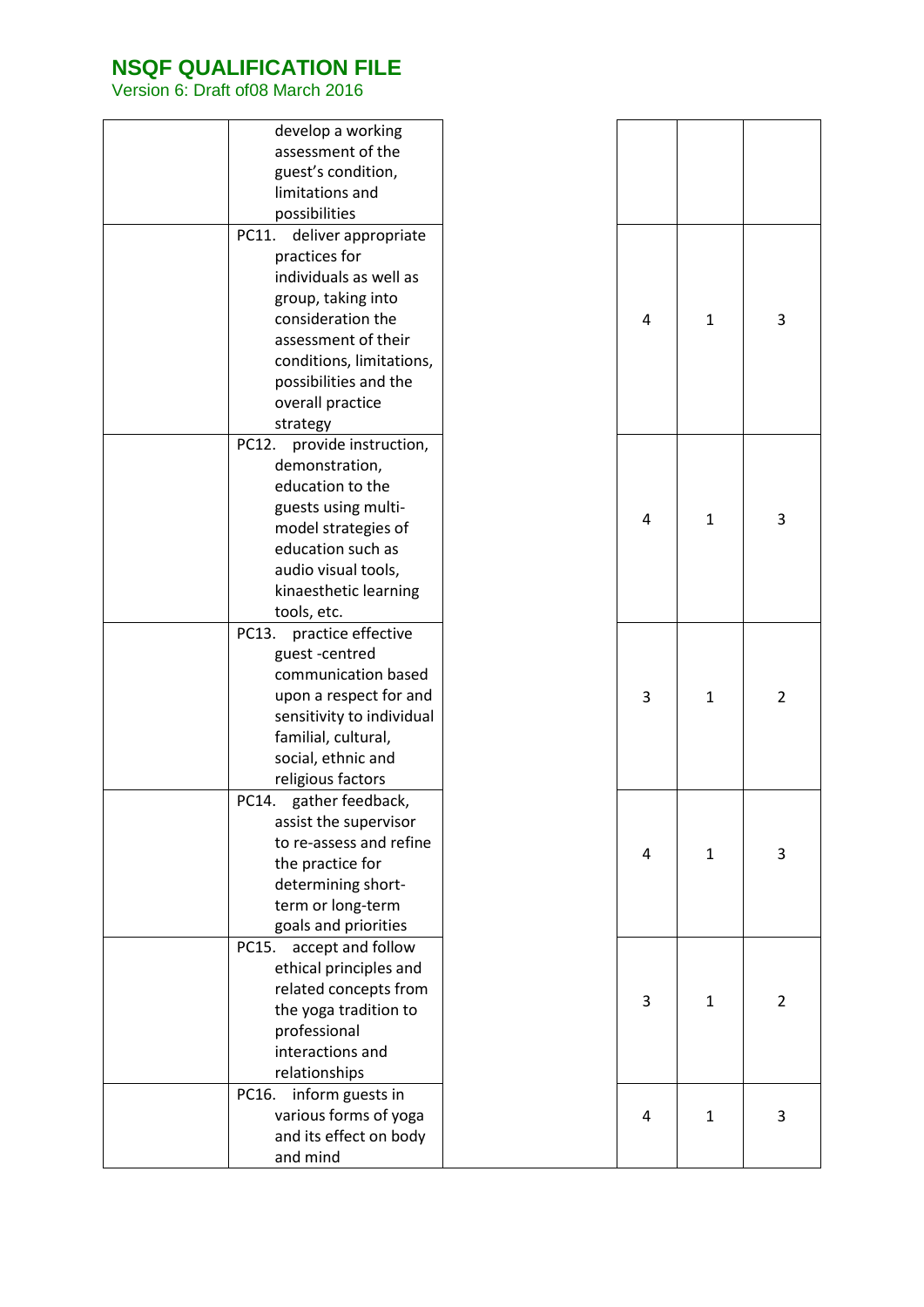| | | | | | |
|---|---|---|---|---|---|
| | develop a working assessment of the guest's condition, limitations and possibilities | | | | |
| | PC11. deliver appropriate practices for individuals as well as group, taking into consideration the assessment of their conditions, limitations, possibilities and the overall practice strategy | | 4 | 1 | 3 |
| | PC12. provide instruction, demonstration, education to the guests using multi-model strategies of education such as audio visual tools, kinaesthetic learning tools, etc. | | 4 | 1 | 3 |
| | PC13. practice effective guest -centred communication based upon a respect for and sensitivity to individual familial, cultural, social, ethnic and religious factors | | 3 | 1 | 2 |
| | PC14. gather feedback, assist the supervisor to re-assess and refine the practice for determining short-term or long-term goals and priorities | | 4 | 1 | 3 |
| | PC15. accept and follow ethical principles and related concepts from the yoga tradition to professional interactions and relationships | | 3 | 1 | 2 |
| | PC16. inform guests in various forms of yoga and its effect on body and mind | | 4 | 1 | 3 |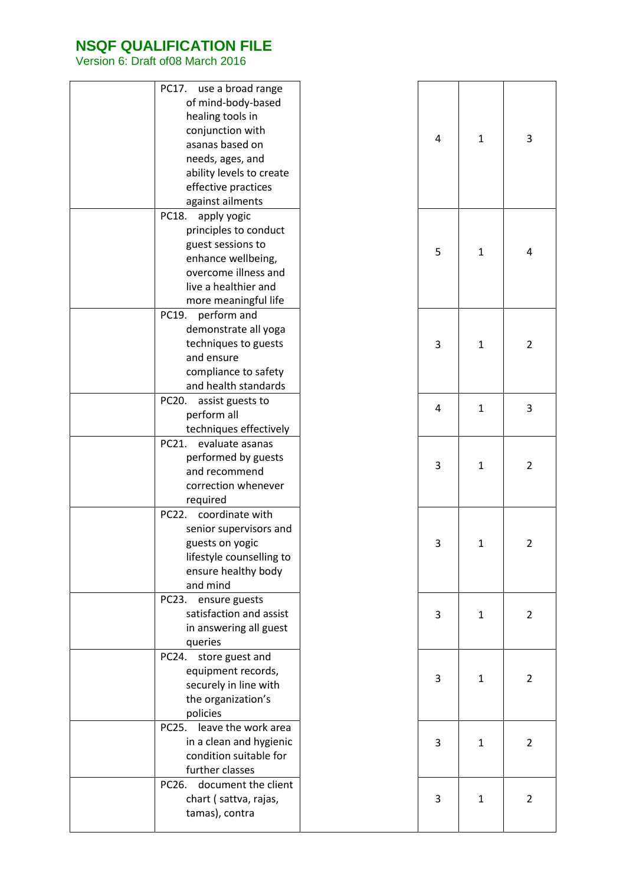| | | | | | |
|---|---|---|---|---|---|
| | PC17. use a broad range of mind-body-based healing tools in conjunction with asanas based on needs, ages, and ability levels to create effective practices against ailments | | 4 | 1 | 3 |
| | PC18. apply yogic principles to conduct guest sessions to enhance wellbeing, overcome illness and live a healthier and more meaningful life | | 5 | 1 | 4 |
| | PC19. perform and demonstrate all yoga techniques to guests and ensure compliance to safety and health standards | | 3 | 1 | 2 |
| | PC20. assist guests to perform all techniques effectively | | 4 | 1 | 3 |
| | PC21. evaluate asanas performed by guests and recommend correction whenever required | | 3 | 1 | 2 |
| | PC22. coordinate with senior supervisors and guests on yogic lifestyle counselling to ensure healthy body and mind | | 3 | 1 | 2 |
| | PC23. ensure guests satisfaction and assist in answering all guest queries | | 3 | 1 | 2 |
| | PC24. store guest and equipment records, securely in line with the organization's policies | | 3 | 1 | 2 |
| | PC25. leave the work area in a clean and hygienic condition suitable for further classes | | 3 | 1 | 2 |
| | PC26. document the client chart ( sattva, rajas, tamas), contra | | 3 | 1 | 2 |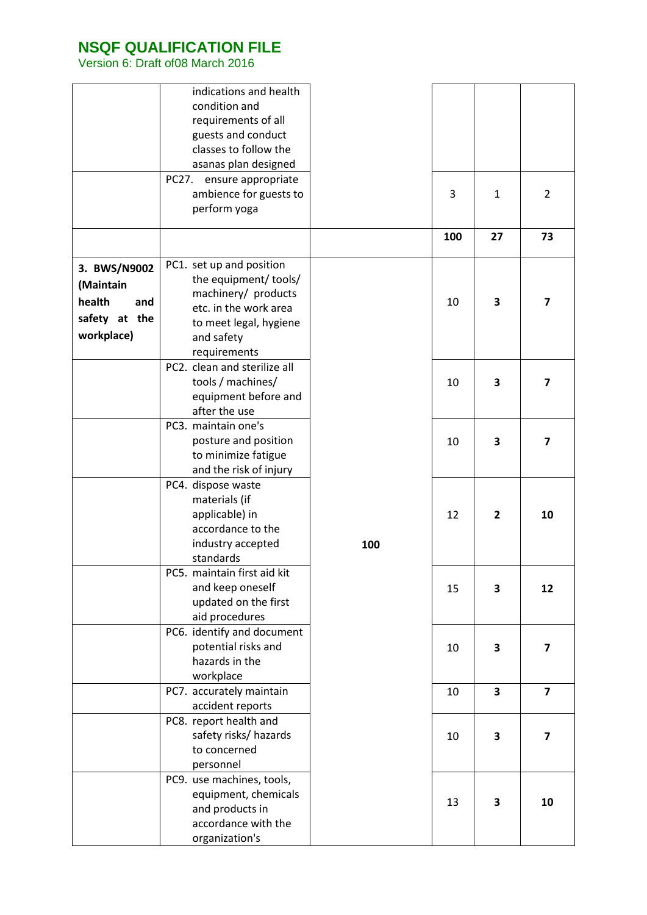| | | | | | |
|---|---|---|---|---|---|
| | indications and health condition and requirements of all guests and conduct classes to follow the asanas plan designed | | | | |
| | PC27. ensure appropriate ambience for guests to perform yoga | | 3 | 1 | 2 |
| | | | **100** | **27** | **73** |
| **3. BWS/N9002 (Maintain health and safety at the workplace)** | PC1. set up and position the equipment/ tools/ machinery/ products etc. in the work area to meet legal, hygiene and safety requirements | **100** | 10 | **3** | **7** |
| | PC2. clean and sterilize all tools / machines/ equipment before and after the use | | 10 | **3** | **7** |
| | PC3. maintain one's posture and position to minimize fatigue and the risk of injury | | 10 | **3** | **7** |
| | PC4. dispose waste materials (if applicable) in accordance to the industry accepted standards | | 12 | **2** | **10** |
| | PC5. maintain first aid kit and keep oneself updated on the first aid procedures | | 15 | **3** | **12** |
| | PC6. identify and document potential risks and hazards in the workplace | | 10 | **3** | **7** |
| | PC7. accurately maintain accident reports | | 10 | **3** | **7** |
| | PC8. report health and safety risks/ hazards to concerned personnel | | 10 | **3** | **7** |
| | PC9. use machines, tools, equipment, chemicals and products in accordance with the organization's | | 13 | **3** | **10** |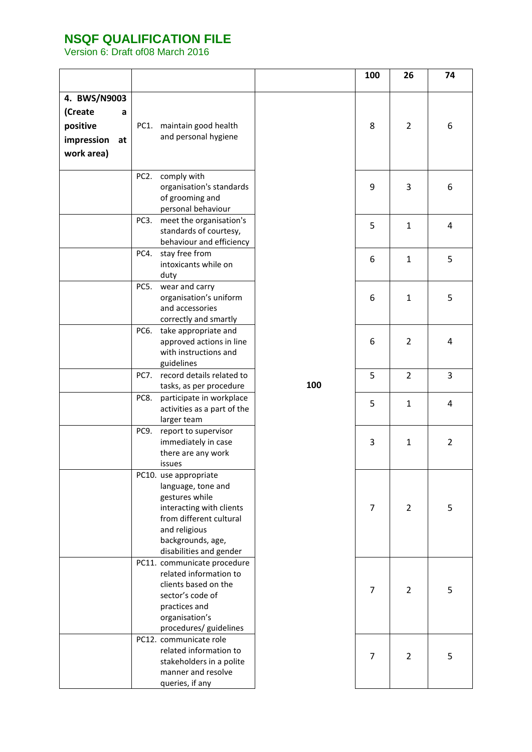# NSQF QUALIFICATION FILE

Version 6: Draft of08 March 2016

| | | | 100 | 26 | 74 |
|---|---|---|---|---|---|
| **4. BWS/N9003 (Create a positive impression at work area)** | PC1. maintain good health and personal hygiene | 100 | 8 | 2 | 6 |
| | PC2. comply with organisation's standards of grooming and personal behaviour | | 9 | 3 | 6 |
| | PC3. meet the organisation's standards of courtesy, behaviour and efficiency | | 5 | 1 | 4 |
| | PC4. stay free from intoxicants while on duty | | 6 | 1 | 5 |
| | PC5. wear and carry organisation's uniform and accessories correctly and smartly | | 6 | 1 | 5 |
| | PC6. take appropriate and approved actions in line with instructions and guidelines | | 6 | 2 | 4 |
| | PC7. record details related to tasks, as per procedure | | 5 | 2 | 3 |
| | PC8. participate in workplace activities as a part of the larger team | | 5 | 1 | 4 |
| | PC9. report to supervisor immediately in case there are any work issues | | 3 | 1 | 2 |
| | PC10. use appropriate language, tone and gestures while interacting with clients from different cultural and religious backgrounds, age, disabilities and gender | | 7 | 2 | 5 |
| | PC11. communicate procedure related information to clients based on the sector's code of practices and organisation's procedures/ guidelines | | 7 | 2 | 5 |
| | PC12. communicate role related information to stakeholders in a polite manner and resolve queries, if any | | 7 | 2 | 5 |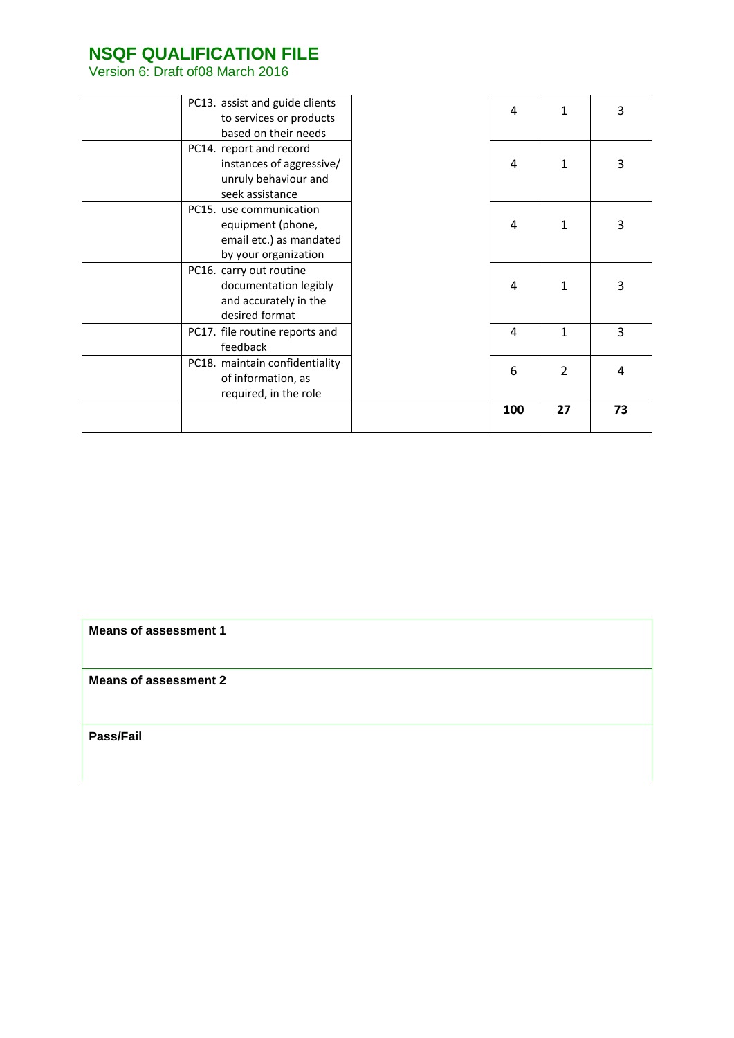| | | | | | |
|---|---|---|---|---|---|
| | PC13. assist and guide clients to services or products based on their needs | | 4 | 1 | 3 |
| | PC14. report and record instances of aggressive/ unruly behaviour and seek assistance | | 4 | 1 | 3 |
| | PC15. use communication equipment (phone, email etc.) as mandated by your organization | | 4 | 1 | 3 |
| | PC16. carry out routine documentation legibly and accurately in the desired format | | 4 | 1 | 3 |
| | PC17. file routine reports and feedback | | 4 | 1 | 3 |
| | PC18. maintain confidentiality of information, as required, in the role | | 6 | 2 | 4 |
| | | | **100** | **27** | **73** |

| |
|---|
| **Means of assessment 1** |
| **Means of assessment 2** |
| **Pass/Fail** |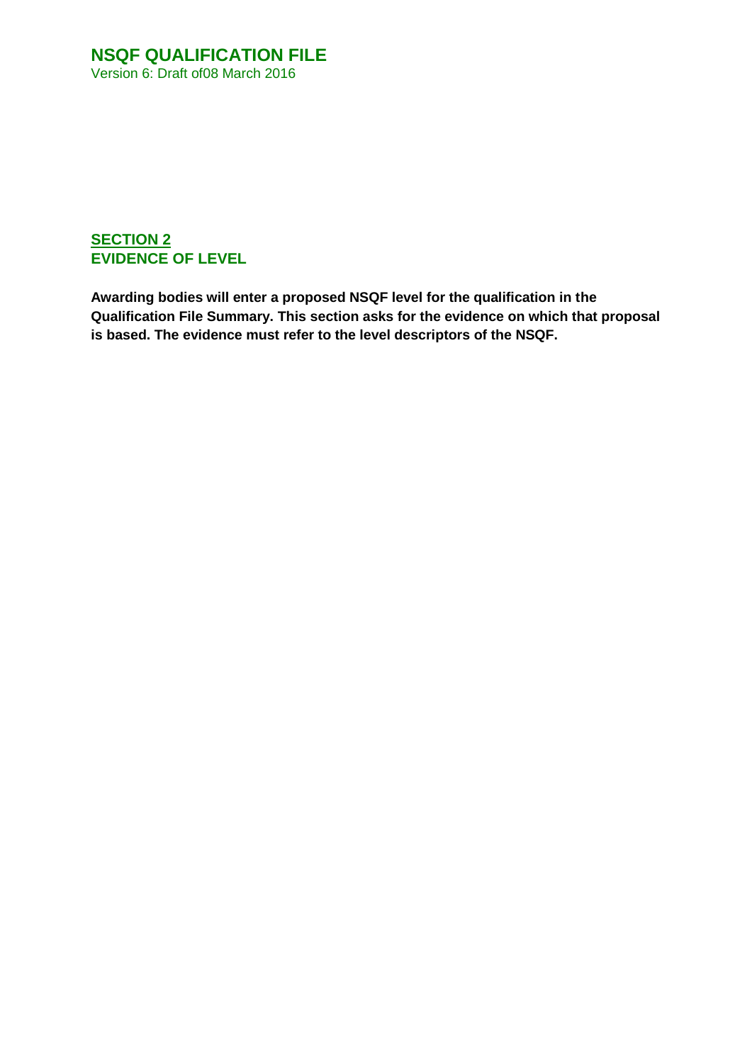## SECTION 2
## EVIDENCE OF LEVEL

**Awarding bodies will enter a proposed NSQF level for the qualification in the Qualification File Summary. This section asks for the evidence on which that proposal is based. The evidence must refer to the level descriptors of the NSQF.**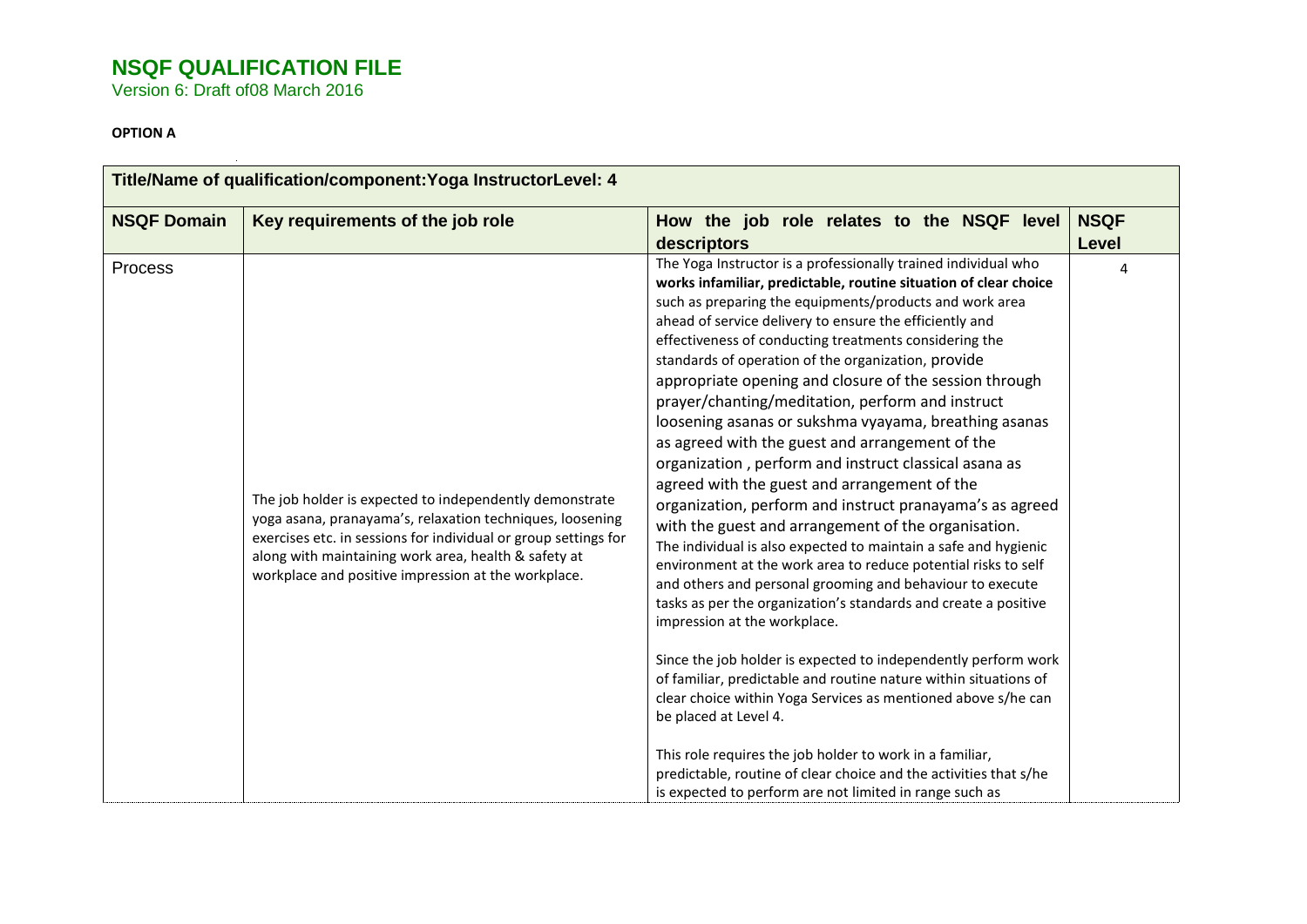# NSQF QUALIFICATION FILE

Version 6: Draft of08 March 2016

**OPTION A**

| Title/Name of qualification/component:Yoga InstructorLevel: 4 | | | |
|---|---|---|---|
| **NSQF Domain** | **Key requirements of the job role** | **How the job role relates to the NSQF level descriptors** | **NSQF Level** |
| Process | The job holder is expected to independently demonstrate yoga asana, pranayama's, relaxation techniques, loosening exercises etc. in sessions for individual or group settings for along with maintaining work area, health & safety at workplace and positive impression at the workplace. | The Yoga Instructor is a professionally trained individual who **works infamiliar, predictable, routine situation of clear choice** such as preparing the equipments/products and work area ahead of service delivery to ensure the efficiently and effectiveness of conducting treatments considering the standards of operation of the organization, provide appropriate opening and closure of the session through prayer/chanting/meditation, perform and instruct loosening asanas or sukshma vyayama, breathing asanas as agreed with the guest and arrangement of the organization , perform and instruct classical asana as agreed with the guest and arrangement of the organization, perform and instruct pranayama's as agreed with the guest and arrangement of the organisation. The individual is also expected to maintain a safe and hygienic environment at the work area to reduce potential risks to self and others and personal grooming and behaviour to execute tasks as per the organization's standards and create a positive impression at the workplace.<br><br>Since the job holder is expected to independently perform work of familiar, predictable and routine nature within situations of clear choice within Yoga Services as mentioned above s/he can be placed at Level 4.<br><br>This role requires the job holder to work in a familiar, predictable, routine of clear choice and the activities that s/he is expected to perform are not limited in range such as | 4 |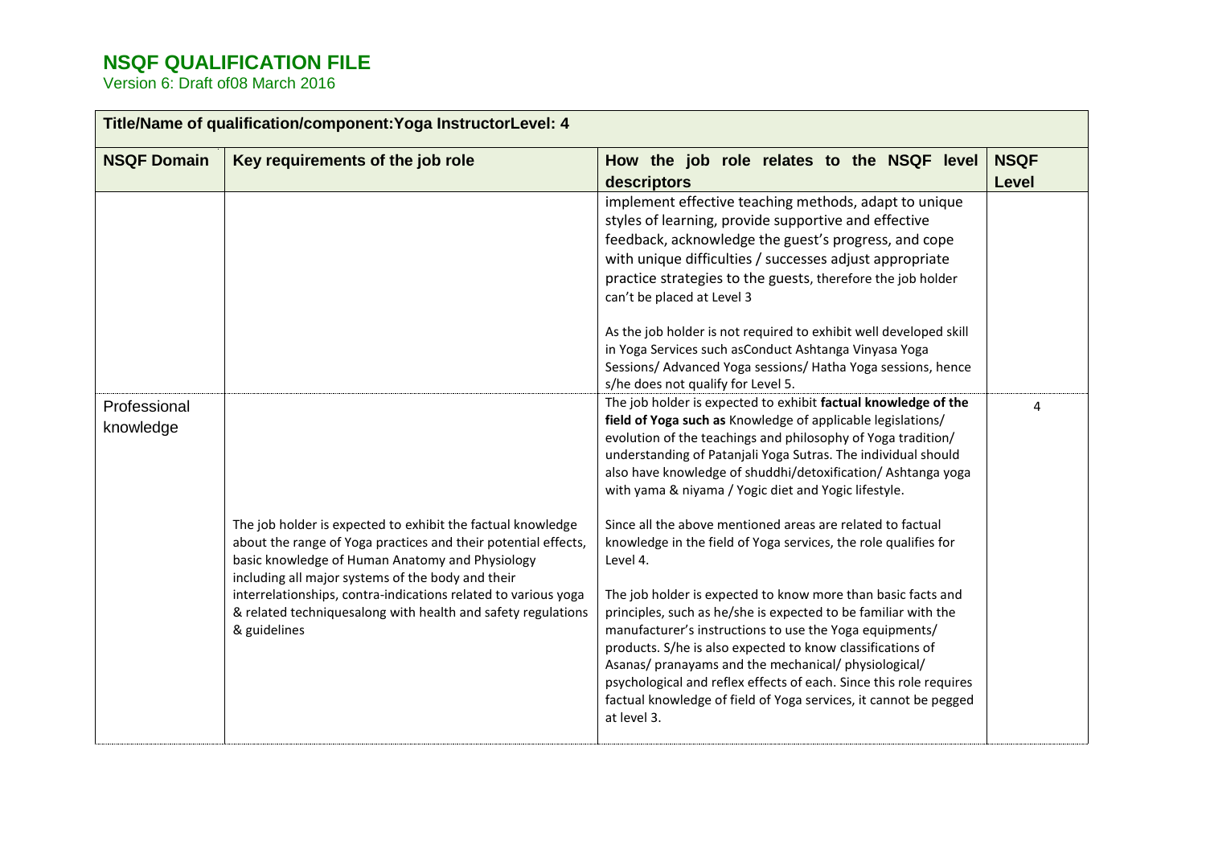# NSQF QUALIFICATION FILE

Version 6: Draft of08 March 2016

| Title/Name of qualification/component:Yoga InstructorLevel: 4 | | | |
|---|---|---|---|
| **NSQF Domain** | **Key requirements of the job role** | **How the job role relates to the NSQF level descriptors** | **NSQF Level** |
| | | implement effective teaching methods, adapt to unique styles of learning, provide supportive and effective feedback, acknowledge the guest's progress, and cope with unique difficulties / successes adjust appropriate practice strategies to the guests, therefore the job holder can't be placed at Level 3<br><br>As the job holder is not required to exhibit well developed skill in Yoga Services such asConduct Ashtanga Vinyasa Yoga Sessions/ Advanced Yoga sessions/ Hatha Yoga sessions, hence s/he does not qualify for Level 5. | |
| Professional knowledge | The job holder is expected to exhibit the factual knowledge about the range of Yoga practices and their potential effects, basic knowledge of Human Anatomy and Physiology including all major systems of the body and their interrelationships, contra-indications related to various yoga & related techniquesalong with health and safety regulations & guidelines | The job holder is expected to exhibit **factual knowledge of the field of Yoga such as** Knowledge of applicable legislations/ evolution of the teachings and philosophy of Yoga tradition/ understanding of Patanjali Yoga Sutras. The individual should also have knowledge of shuddhi/detoxification/ Ashtanga yoga with yama & niyama / Yogic diet and Yogic lifestyle.<br><br>Since all the above mentioned areas are related to factual knowledge in the field of Yoga services, the role qualifies for Level 4.<br><br>The job holder is expected to know more than basic facts and principles, such as he/she is expected to be familiar with the manufacturer's instructions to use the Yoga equipments/ products. S/he is also expected to know classifications of Asanas/ pranayams and the mechanical/ physiological/ psychological and reflex effects of each. Since this role requires factual knowledge of field of Yoga services, it cannot be pegged at level 3. | 4 |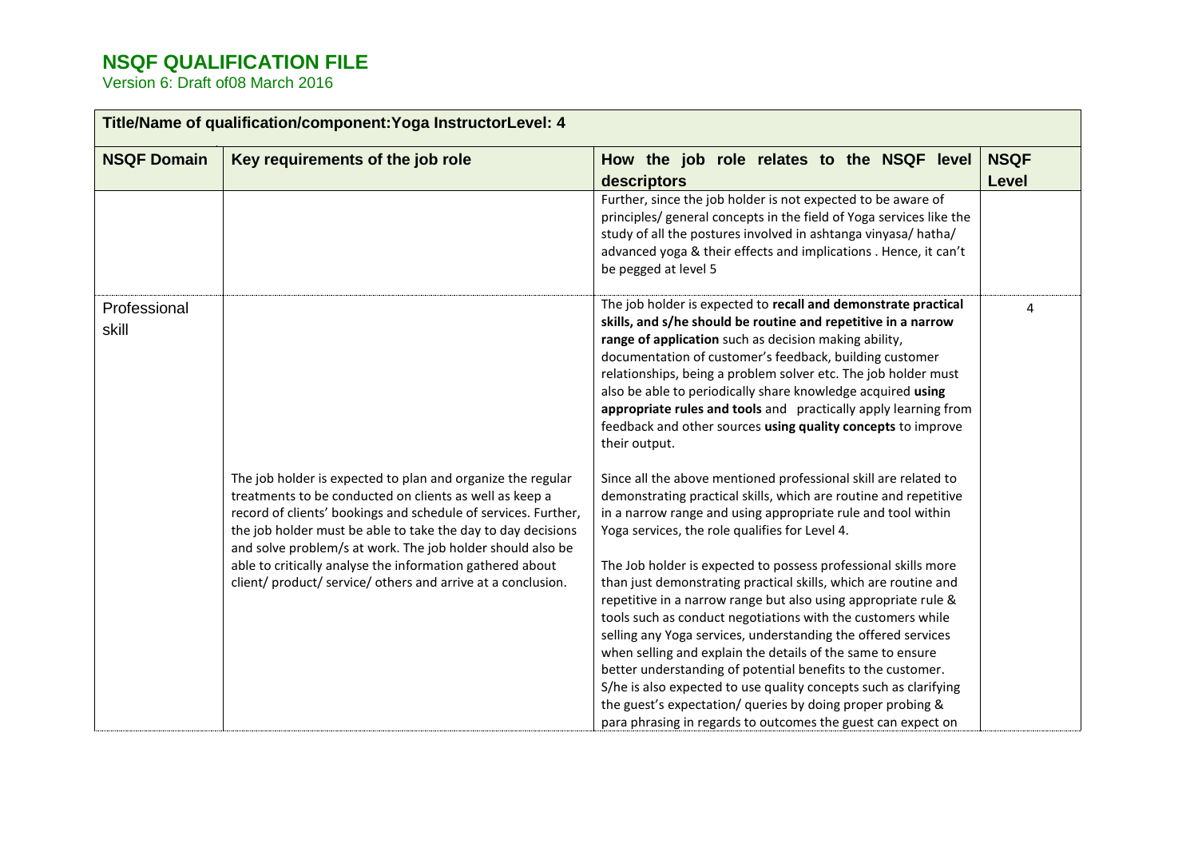# NSQF QUALIFICATION FILE

Version 6: Draft of08 March 2016

| Title/Name of qualification/component:Yoga InstructorLevel: 4 | | | |
|---|---|---|---|
| **NSQF Domain** | **Key requirements of the job role** | **How the job role relates to the NSQF level descriptors** | **NSQF Level** |
| | | Further, since the job holder is not expected to be aware of principles/ general concepts in the field of Yoga services like the study of all the postures involved in ashtanga vinyasa/ hatha/ advanced yoga & their effects and implications . Hence, it can't be pegged at level 5 | |
| Professional skill | The job holder is expected to plan and organize the regular treatments to be conducted on clients as well as keep a record of clients' bookings and schedule of services. Further, the job holder must be able to take the day to day decisions and solve problem/s at work. The job holder should also be able to critically analyse the information gathered about client/ product/ service/ others and arrive at a conclusion. | The job holder is expected to **recall and demonstrate practical skills, and s/he should be routine and repetitive in a narrow range of application** such as decision making ability, documentation of customer's feedback, building customer relationships, being a problem solver etc. The job holder must also be able to periodically share knowledge acquired **using appropriate rules and tools** and practically apply learning from feedback and other sources **using quality concepts** to improve their output.<br><br>Since all the above mentioned professional skill are related to demonstrating practical skills, which are routine and repetitive in a narrow range and using appropriate rule and tool within Yoga services, the role qualifies for Level 4.<br><br>The Job holder is expected to possess professional skills more than just demonstrating practical skills, which are routine and repetitive in a narrow range but also using appropriate rule & tools such as conduct negotiations with the customers while selling any Yoga services, understanding the offered services when selling and explain the details of the same to ensure better understanding of potential benefits to the customer. S/he is also expected to use quality concepts such as clarifying the guest's expectation/ queries by doing proper probing & para phrasing in regards to outcomes the guest can expect on | 4 |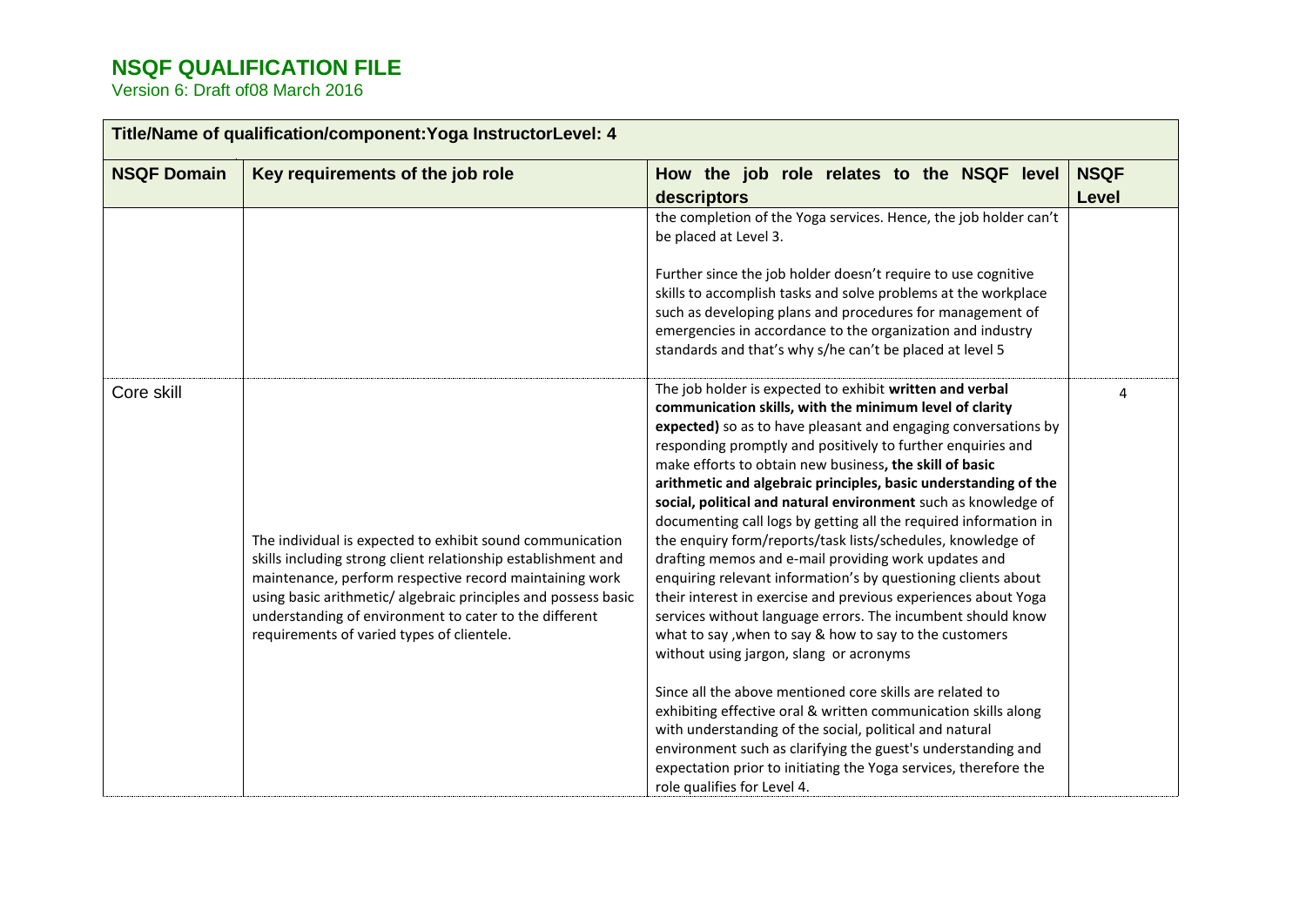# NSQF QUALIFICATION FILE

Version 6: Draft of08 March 2016

| Title/Name of qualification/component:Yoga InstructorLevel: 4 | | | |
|---|---|---|---|
| **NSQF Domain** | **Key requirements of the job role** | **How the job role relates to the NSQF level descriptors** | **NSQF Level** |
| | | the completion of the Yoga services. Hence, the job holder can't be placed at Level 3.<br><br>Further since the job holder doesn't require to use cognitive skills to accomplish tasks and solve problems at the workplace such as developing plans and procedures for management of emergencies in accordance to the organization and industry standards and that's why s/he can't be placed at level 5 | |
| Core skill | The individual is expected to exhibit sound communication skills including strong client relationship establishment and maintenance, perform respective record maintaining work using basic arithmetic/ algebraic principles and possess basic understanding of environment to cater to the different requirements of varied types of clientele. | The job holder is expected to exhibit **written and verbal communication skills, with the minimum level of clarity expected)** so as to have pleasant and engaging conversations by responding promptly and positively to further enquiries and make efforts to obtain new business**, the skill of basic arithmetic and algebraic principles, basic understanding of the social, political and natural environment** such as knowledge of documenting call logs by getting all the required information in the enquiry form/reports/task lists/schedules, knowledge of drafting memos and e-mail providing work updates and enquiring relevant information's by questioning clients about their interest in exercise and previous experiences about Yoga services without language errors. The incumbent should know what to say ,when to say & how to say to the customers without using jargon, slang or acronyms<br><br>Since all the above mentioned core skills are related to exhibiting effective oral & written communication skills along with understanding of the social, political and natural environment such as clarifying the guest's understanding and expectation prior to initiating the Yoga services, therefore the role qualifies for Level 4. | 4 |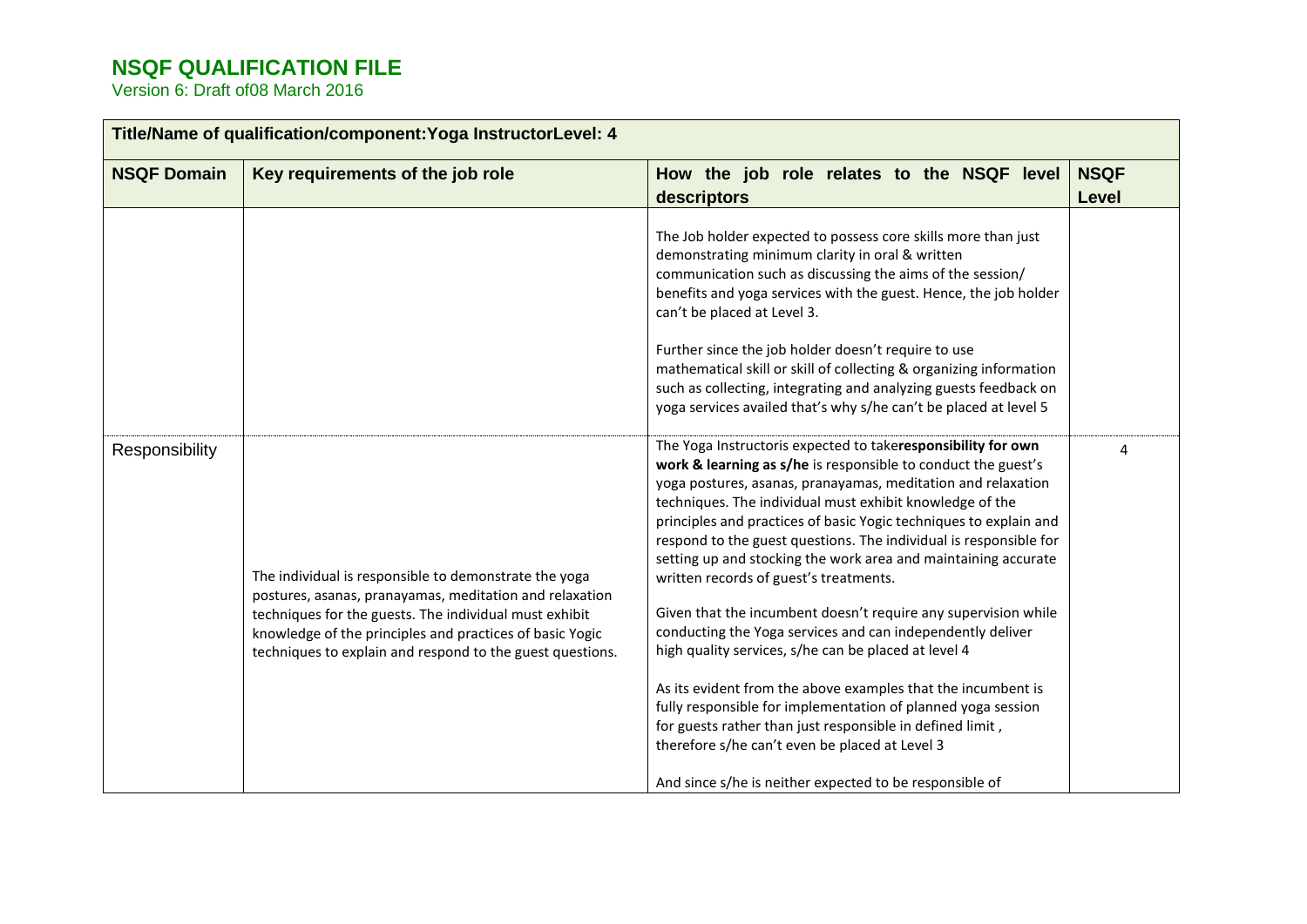# NSQF QUALIFICATION FILE

Version 6: Draft of08 March 2016

| Title/Name of qualification/component:Yoga InstructorLevel: 4 | | | |
|---|---|---|---|
| **NSQF Domain** | **Key requirements of the job role** | **How the job role relates to the NSQF level descriptors** | **NSQF Level** |
| | | The Job holder expected to possess core skills more than just demonstrating minimum clarity in oral & written communication such as discussing the aims of the session/ benefits and yoga services with the guest. Hence, the job holder can't be placed at Level 3.<br><br>Further since the job holder doesn't require to use mathematical skill or skill of collecting & organizing information such as collecting, integrating and analyzing guests feedback on yoga services availed that's why s/he can't be placed at level 5 | |
| Responsibility | The individual is responsible to demonstrate the yoga postures, asanas, pranayamas, meditation and relaxation techniques for the guests. The individual must exhibit knowledge of the principles and practices of basic Yogic techniques to explain and respond to the guest questions. | The Yoga Instructoris expected to take**responsibility for own work & learning as s/he** is responsible to conduct the guest's yoga postures, asanas, pranayamas, meditation and relaxation techniques. The individual must exhibit knowledge of the principles and practices of basic Yogic techniques to explain and respond to the guest questions. The individual is responsible for setting up and stocking the work area and maintaining accurate written records of guest's treatments.<br><br>Given that the incumbent doesn't require any supervision while conducting the Yoga services and can independently deliver high quality services, s/he can be placed at level 4<br><br>As its evident from the above examples that the incumbent is fully responsible for implementation of planned yoga session for guests rather than just responsible in defined limit , therefore s/he can't even be placed at Level 3<br><br>And since s/he is neither expected to be responsible of | 4 |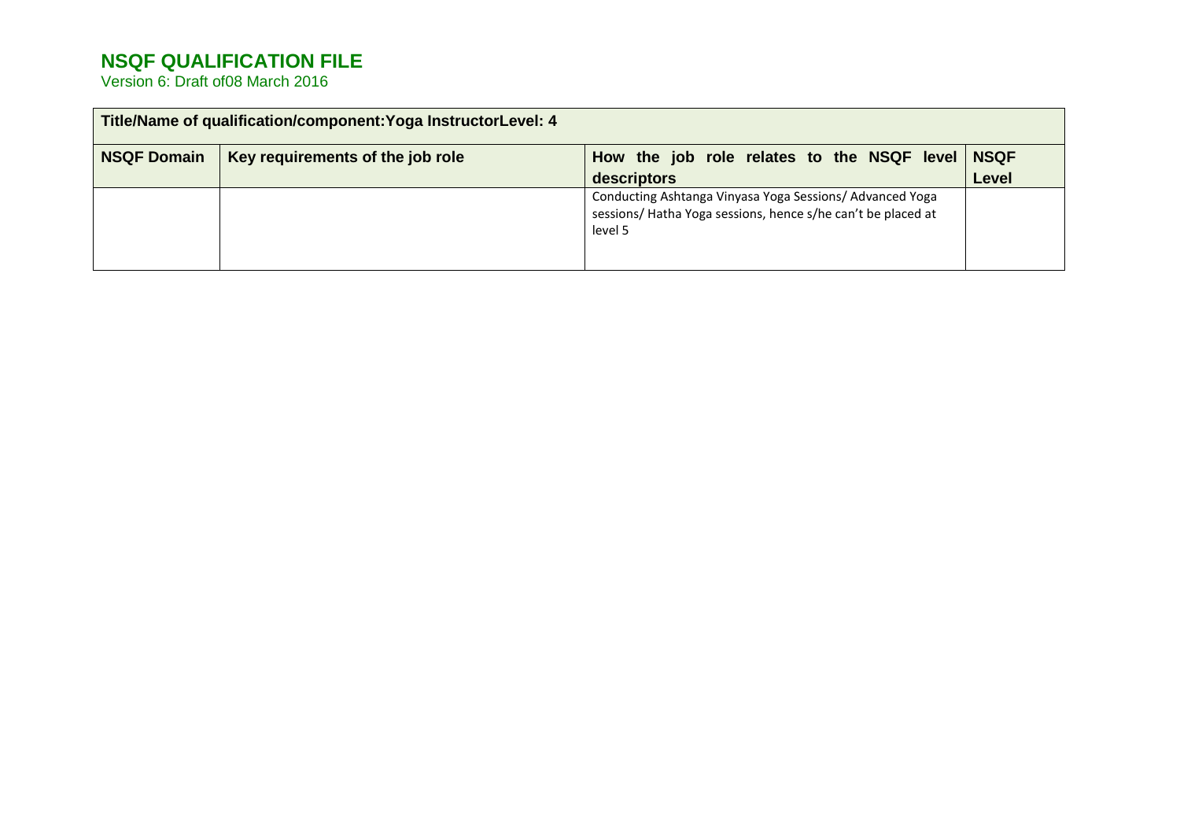## NSQF QUALIFICATION FILE

Version 6: Draft of08 March 2016

| Title/Name of qualification/component:Yoga InstructorLevel: 4 | | | |
|---|---|---|---|
| **NSQF Domain** | **Key requirements of the job role** | **How the job role relates to the NSQF level descriptors** | **NSQF Level** |
| | | Conducting Ashtanga Vinyasa Yoga Sessions/ Advanced Yoga sessions/ Hatha Yoga sessions, hence s/he can't be placed at level 5 | |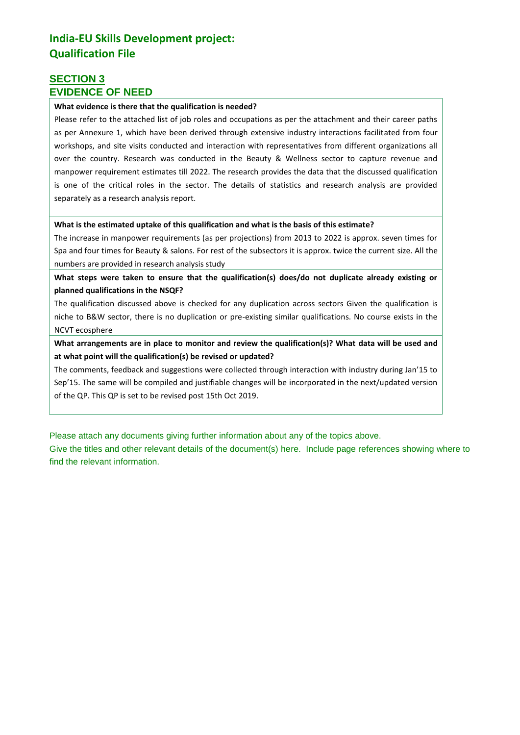# India-EU Skills Development project: Qualification File

## SECTION 3
## EVIDENCE OF NEED

**What evidence is there that the qualification is needed?**

Please refer to the attached list of job roles and occupations as per the attachment and their career paths as per Annexure 1, which have been derived through extensive industry interactions facilitated from four workshops, and site visits conducted and interaction with representatives from different organizations all over the country. Research was conducted in the Beauty & Wellness sector to capture revenue and manpower requirement estimates till 2022. The research provides the data that the discussed qualification is one of the critical roles in the sector. The details of statistics and research analysis are provided separately as a research analysis report.

**What is the estimated uptake of this qualification and what is the basis of this estimate?**

The increase in manpower requirements (as per projections) from 2013 to 2022 is approx. seven times for Spa and four times for Beauty & salons. For rest of the subsectors it is approx. twice the current size. All the numbers are provided in research analysis study

**What steps were taken to ensure that the qualification(s) does/do not duplicate already existing or planned qualifications in the NSQF?**

The qualification discussed above is checked for any duplication across sectors Given the qualification is niche to B&W sector, there is no duplication or pre-existing similar qualifications. No course exists in the NCVT ecosphere

**What arrangements are in place to monitor and review the qualification(s)? What data will be used and at what point will the qualification(s) be revised or updated?**

The comments, feedback and suggestions were collected through interaction with industry during Jan'15 to Sep'15. The same will be compiled and justifiable changes will be incorporated in the next/updated version of the QP. This QP is set to be revised post 15th Oct 2019.

Please attach any documents giving further information about any of the topics above.

Give the titles and other relevant details of the document(s) here. Include page references showing where to find the relevant information.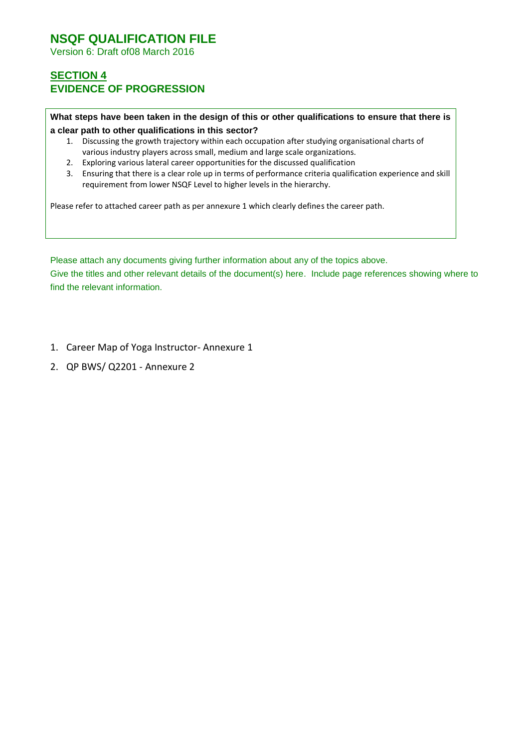# NSQF QUALIFICATION FILE

Version 6: Draft of08 March 2016

## SECTION 4
## EVIDENCE OF PROGRESSION

**What steps have been taken in the design of this or other qualifications to ensure that there is a clear path to other qualifications in this sector?**

1. Discussing the growth trajectory within each occupation after studying organisational charts of various industry players across small, medium and large scale organizations.
2. Exploring various lateral career opportunities for the discussed qualification
3. Ensuring that there is a clear role up in terms of performance criteria qualification experience and skill requirement from lower NSQF Level to higher levels in the hierarchy.

Please refer to attached career path as per annexure 1 which clearly defines the career path.

Please attach any documents giving further information about any of the topics above.
Give the titles and other relevant details of the document(s) here. Include page references showing where to find the relevant information.

1. Career Map of Yoga Instructor- Annexure 1
2. QP BWS/ Q2201 - Annexure 2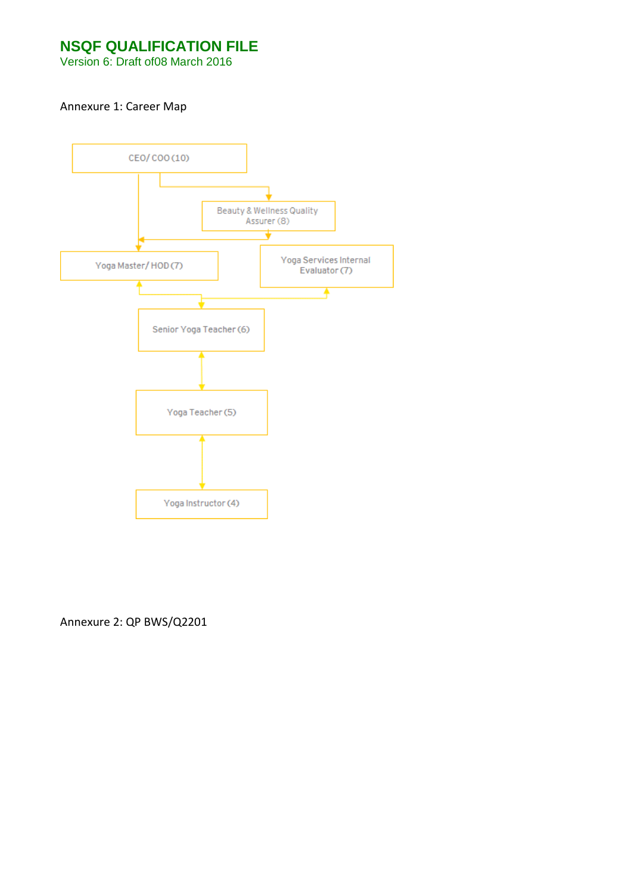# NSQF QUALIFICATION FILE

Version 6: Draft of08 March 2016

Annexure 1: Career Map

CEO/ COO (10)

Beauty & Wellness Quality Assurer (8)

Yoga Master/ HOD (7)

Yoga Services Internal Evaluator (7)

Senior Yoga Teacher (6)

Yoga Teacher (5)

Yoga Instructor (4)

Annexure 2: QP BWS/Q2201